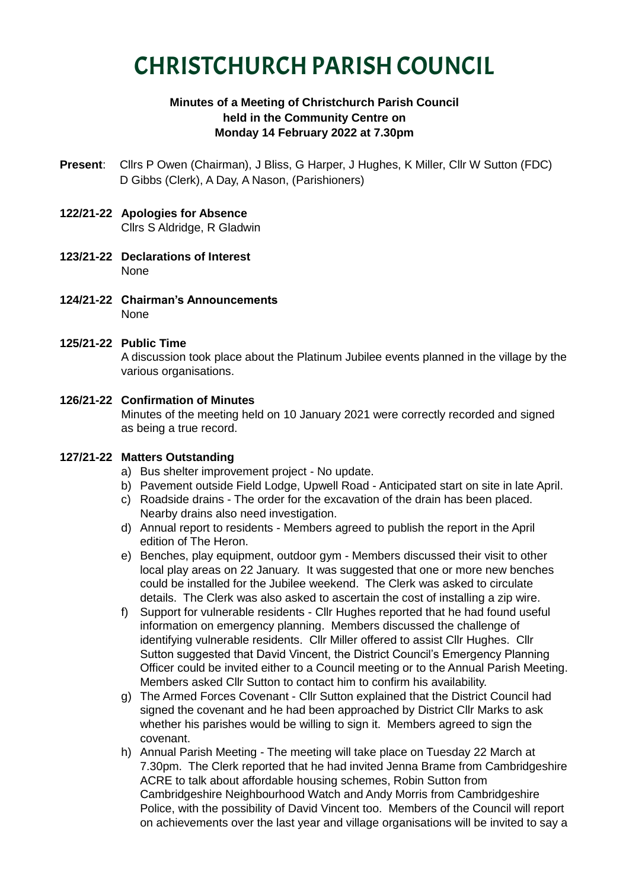# CHRISTCHURCH PARISH COUNCIL

**Minutes of a Meeting of Christchurch Parish Council held in the Community Centre on Monday 14 February 2022 at 7.30pm**

**Present**: Cllrs P Owen (Chairman), J Bliss, G Harper, J Hughes, K Miller, Cllr W Sutton (FDC) D Gibbs (Clerk), A Day, A Nason, (Parishioners)

**122/21-22 Apologies for Absence**
Cllrs S Aldridge, R Gladwin

**123/21-22 Declarations of Interest**
None

**124/21-22 Chairman's Announcements**
None

**125/21-22 Public Time**
A discussion took place about the Platinum Jubilee events planned in the village by the various organisations.

**126/21-22 Confirmation of Minutes**
Minutes of the meeting held on 10 January 2021 were correctly recorded and signed as being a true record.

**127/21-22 Matters Outstanding**

a) Bus shelter improvement project - No update.

b) Pavement outside Field Lodge, Upwell Road - Anticipated start on site in late April.

c) Roadside drains - The order for the excavation of the drain has been placed. Nearby drains also need investigation.

d) Annual report to residents - Members agreed to publish the report in the April edition of The Heron.

e) Benches, play equipment, outdoor gym - Members discussed their visit to other local play areas on 22 January. It was suggested that one or more new benches could be installed for the Jubilee weekend. The Clerk was asked to circulate details. The Clerk was also asked to ascertain the cost of installing a zip wire.

f) Support for vulnerable residents - Cllr Hughes reported that he had found useful information on emergency planning. Members discussed the challenge of identifying vulnerable residents. Cllr Miller offered to assist Cllr Hughes. Cllr Sutton suggested that David Vincent, the District Council's Emergency Planning Officer could be invited either to a Council meeting or to the Annual Parish Meeting. Members asked Cllr Sutton to contact him to confirm his availability.

g) The Armed Forces Covenant - Cllr Sutton explained that the District Council had signed the covenant and he had been approached by District Cllr Marks to ask whether his parishes would be willing to sign it. Members agreed to sign the covenant.

h) Annual Parish Meeting - The meeting will take place on Tuesday 22 March at 7.30pm. The Clerk reported that he had invited Jenna Brame from Cambridgeshire ACRE to talk about affordable housing schemes, Robin Sutton from Cambridgeshire Neighbourhood Watch and Andy Morris from Cambridgeshire Police, with the possibility of David Vincent too. Members of the Council will report on achievements over the last year and village organisations will be invited to say a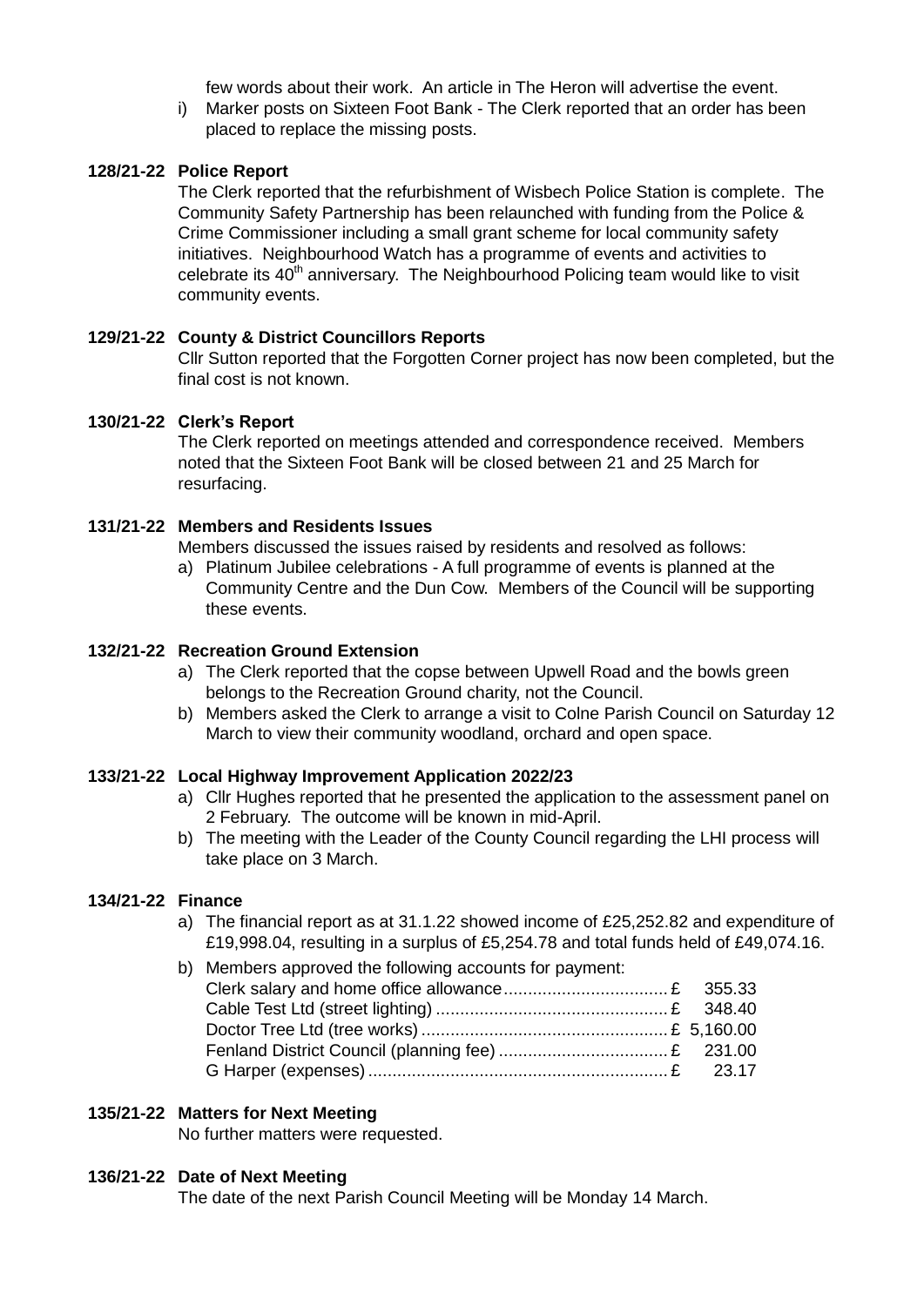few words about their work. An article in The Heron will advertise the event.

i) Marker posts on Sixteen Foot Bank - The Clerk reported that an order has been placed to replace the missing posts.

**128/21-22 Police Report**

The Clerk reported that the refurbishment of Wisbech Police Station is complete. The Community Safety Partnership has been relaunched with funding from the Police & Crime Commissioner including a small grant scheme for local community safety initiatives. Neighbourhood Watch has a programme of events and activities to celebrate its 40th anniversary. The Neighbourhood Policing team would like to visit community events.

**129/21-22 County & District Councillors Reports**

Cllr Sutton reported that the Forgotten Corner project has now been completed, but the final cost is not known.

**130/21-22 Clerk's Report**

The Clerk reported on meetings attended and correspondence received. Members noted that the Sixteen Foot Bank will be closed between 21 and 25 March for resurfacing.

**131/21-22 Members and Residents Issues**

Members discussed the issues raised by residents and resolved as follows:

a) Platinum Jubilee celebrations - A full programme of events is planned at the Community Centre and the Dun Cow. Members of the Council will be supporting these events.

**132/21-22 Recreation Ground Extension**

a) The Clerk reported that the copse between Upwell Road and the bowls green belongs to the Recreation Ground charity, not the Council.
b) Members asked the Clerk to arrange a visit to Colne Parish Council on Saturday 12 March to view their community woodland, orchard and open space.

**133/21-22 Local Highway Improvement Application 2022/23**

a) Cllr Hughes reported that he presented the application to the assessment panel on 2 February. The outcome will be known in mid-April.
b) The meeting with the Leader of the County Council regarding the LHI process will take place on 3 March.

**134/21-22 Finance**

a) The financial report as at 31.1.22 showed income of £25,252.82 and expenditure of £19,998.04, resulting in a surplus of £5,254.78 and total funds held of £49,074.16.
b) Members approved the following accounts for payment:

| | |
|---|---|
| Clerk salary and home office allowance | £ 355.33 |
| Cable Test Ltd (street lighting) | £ 348.40 |
| Doctor Tree Ltd (tree works) | £ 5,160.00 |
| Fenland District Council (planning fee) | £ 231.00 |
| G Harper (expenses) | £ 23.17 |

**135/21-22 Matters for Next Meeting**

No further matters were requested.

**136/21-22 Date of Next Meeting**

The date of the next Parish Council Meeting will be Monday 14 March.